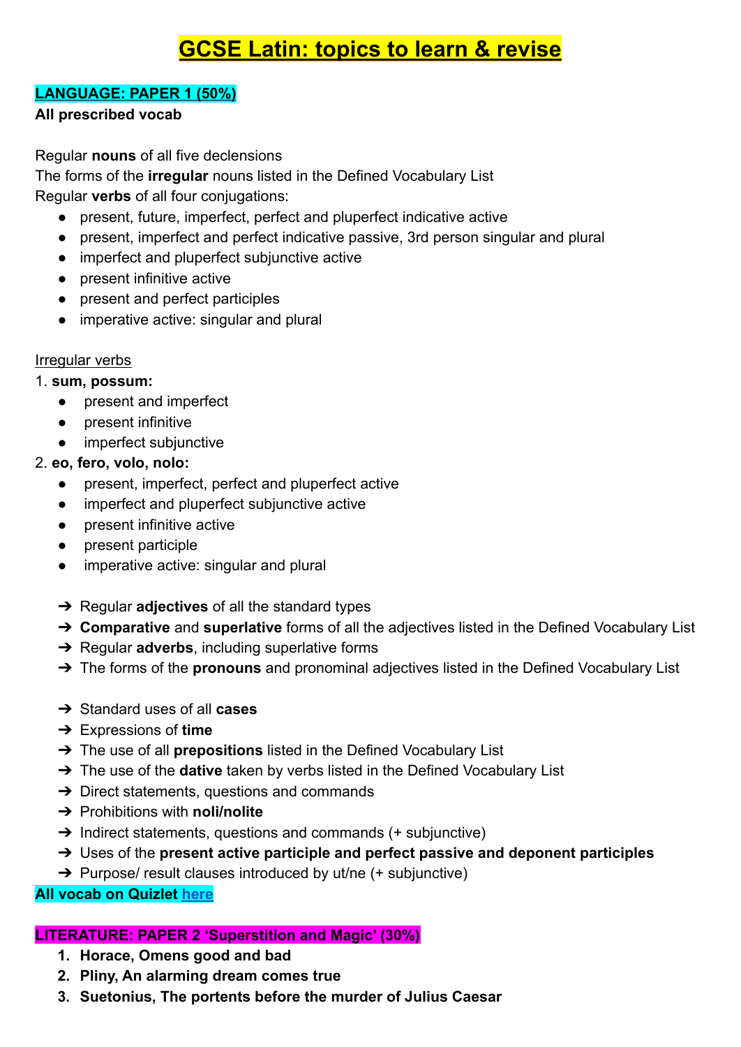# GCSE Latin: topics to learn & revise

**LANGUAGE: PAPER 1 (50%)**

**All prescribed vocab**

Regular **nouns** of all five declensions

The forms of the **irregular** nouns listed in the Defined Vocabulary List

Regular **verbs** of all four conjugations:

- present, future, imperfect, perfect and pluperfect indicative active
- present, imperfect and perfect indicative passive, 3rd person singular and plural
- imperfect and pluperfect subjunctive active
- present infinitive active
- present and perfect participles
- imperative active: singular and plural

Irregular verbs

1. **sum, possum:**
   - present and imperfect
   - present infinitive
   - imperfect subjunctive
2. **eo, fero, volo, nolo:**
   - present, imperfect, perfect and pluperfect active
   - imperfect and pluperfect subjunctive active
   - present infinitive active
   - present participle
   - imperative active: singular and plural

- Regular **adjectives** of all the standard types
- **Comparative** and **superlative** forms of all the adjectives listed in the Defined Vocabulary List
- Regular **adverbs**, including superlative forms
- The forms of the **pronouns** and pronominal adjectives listed in the Defined Vocabulary List

- Standard uses of all **cases**
- Expressions of **time**
- The use of all **prepositions** listed in the Defined Vocabulary List
- The use of the **dative** taken by verbs listed in the Defined Vocabulary List
- Direct statements, questions and commands
- Prohibitions with **noli/nolite**
- Indirect statements, questions and commands (+ subjunctive)
- Uses of the **present active participle and perfect passive and deponent participles**
- Purpose/ result clauses introduced by ut/ne (+ subjunctive)

**All vocab on Quizlet here**

**LITERATURE: PAPER 2 'Superstition and Magic' (30%)**

1. **Horace, Omens good and bad**
2. **Pliny, An alarming dream comes true**
3. **Suetonius, The portents before the murder of Julius Caesar**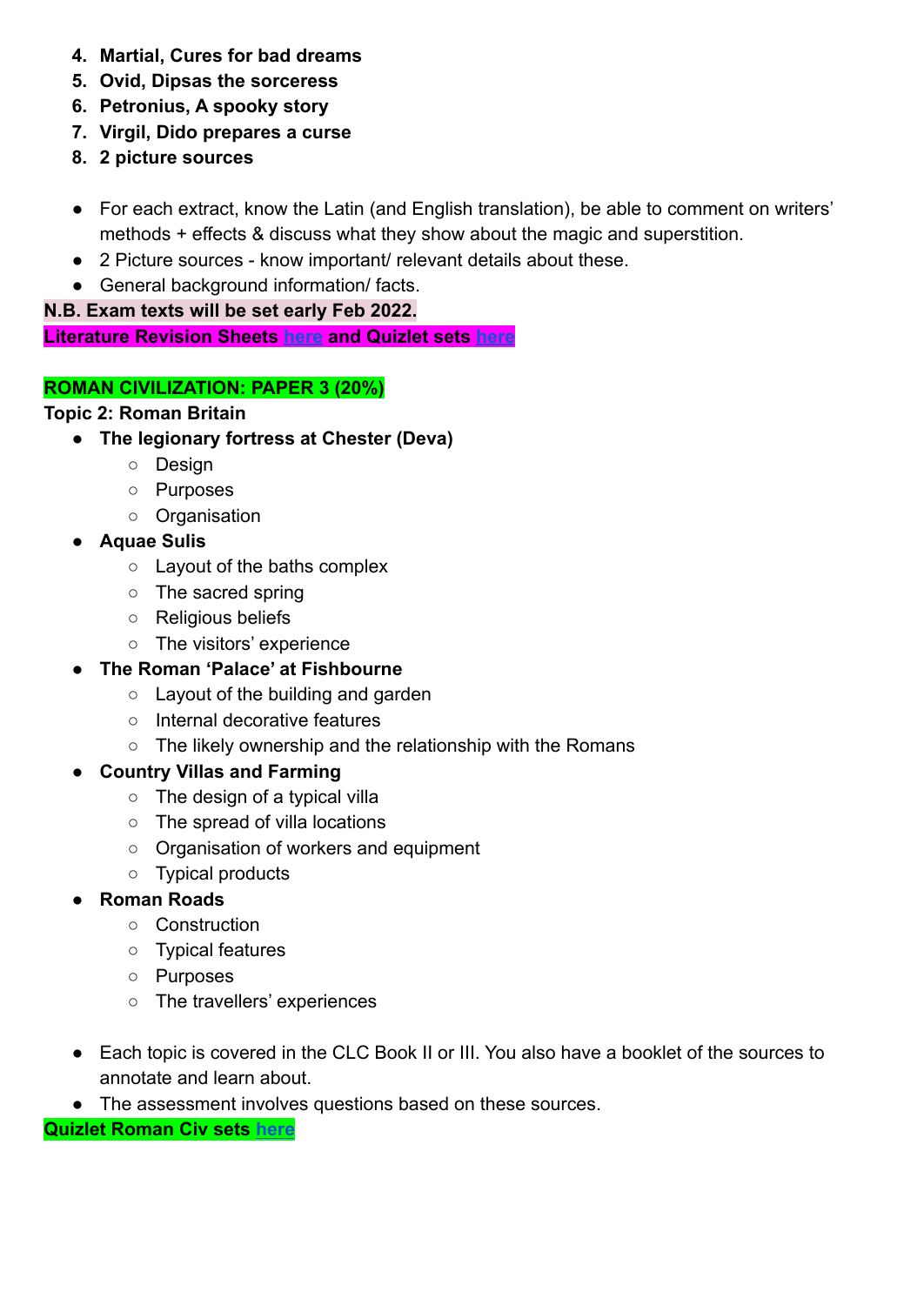4. **Martial, Cures for bad dreams**
5. **Ovid, Dipsas the sorceress**
6. **Petronius, A spooky story**
7. **Virgil, Dido prepares a curse**
8. **2 picture sources**

- For each extract, know the Latin (and English translation), be able to comment on writers' methods + effects & discuss what they show about the magic and superstition.
- 2 Picture sources - know important/ relevant details about these.
- General background information/ facts.

**N.B. Exam texts will be set early Feb 2022.**

**Literature Revision Sheets here and Quizlet sets here**

**ROMAN CIVILIZATION: PAPER 3 (20%)**

**Topic 2: Roman Britain**

- **The legionary fortress at Chester (Deva)**
  - Design
  - Purposes
  - Organisation
- **Aquae Sulis**
  - Layout of the baths complex
  - The sacred spring
  - Religious beliefs
  - The visitors' experience
- **The Roman 'Palace' at Fishbourne**
  - Layout of the building and garden
  - Internal decorative features
  - The likely ownership and the relationship with the Romans
- **Country Villas and Farming**
  - The design of a typical villa
  - The spread of villa locations
  - Organisation of workers and equipment
  - Typical products
- **Roman Roads**
  - Construction
  - Typical features
  - Purposes
  - The travellers' experiences

- Each topic is covered in the CLC Book II or III. You also have a booklet of the sources to annotate and learn about.
- The assessment involves questions based on these sources.

**Quizlet Roman Civ sets here**